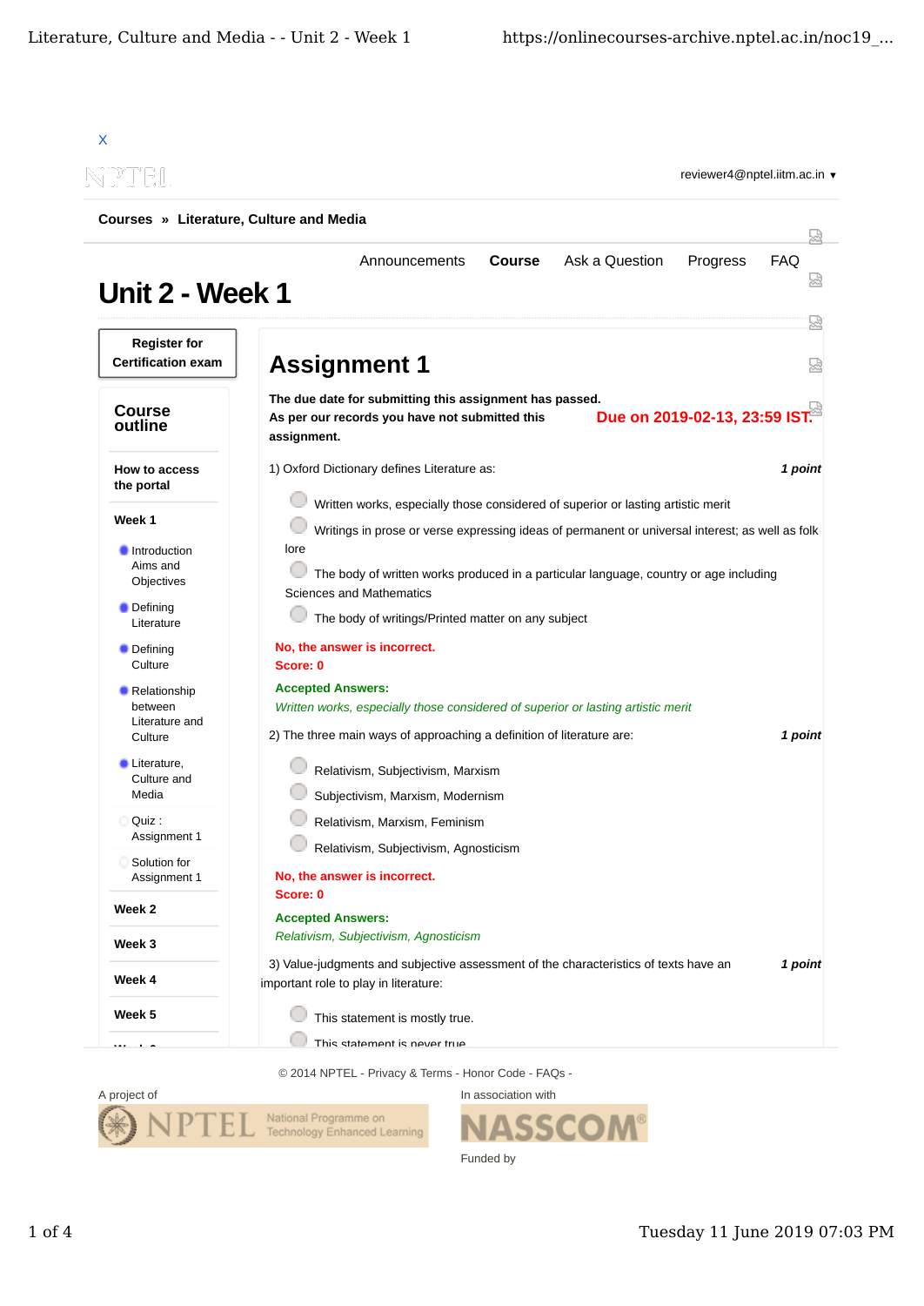X

NPTEL

reviewer4@nptel.iitm.ac.in ▼

**Courses » Literature, Culture and Media**

Announcements **Course** Ask a Question Progress FAQ

# Unit 2 - Week 1

**Register for Certification exam**

## Course outline

**How to access the portal**

**Week 1**

- Introduction Aims and Objectives
- Defining Literature
- Defining Culture
- Relationship between Literature and Culture
- Literature, Culture and Media
- Quiz : Assignment 1
- Solution for Assignment 1

**Week 2**

**Week 3**

**Week 4**

**Week 5**

## Assignment 1

**The due date for submitting this assignment has passed.**
**As per our records you have not submitted this assignment.**

**Due on 2019-02-13, 23:59 IST.**

1) Oxford Dictionary defines Literature as: ***1 point***

- Written works, especially those considered of superior or lasting artistic merit
- Writings in prose or verse expressing ideas of permanent or universal interest; as well as folk lore
- The body of written works produced in a particular language, country or age including Sciences and Mathematics
- The body of writings/Printed matter on any subject

**No, the answer is incorrect.**
**Score: 0**

**Accepted Answers:**
*Written works, especially those considered of superior or lasting artistic merit*

2) The three main ways of approaching a definition of literature are: ***1 point***

- Relativism, Subjectivism, Marxism
- Subjectivism, Marxism, Modernism
- Relativism, Marxism, Feminism
- Relativism, Subjectivism, Agnosticism

**No, the answer is incorrect.**
**Score: 0**

**Accepted Answers:**
*Relativism, Subjectivism, Agnosticism*

3) Value-judgments and subjective assessment of the characteristics of texts have an important role to play in literature: ***1 point***

- This statement is mostly true.
- This statement is never true

© 2014 NPTEL - Privacy & Terms - Honor Code - FAQs -

A project of

NPTEL National Programme on Technology Enhanced Learning

In association with

NASSCOM®

Funded by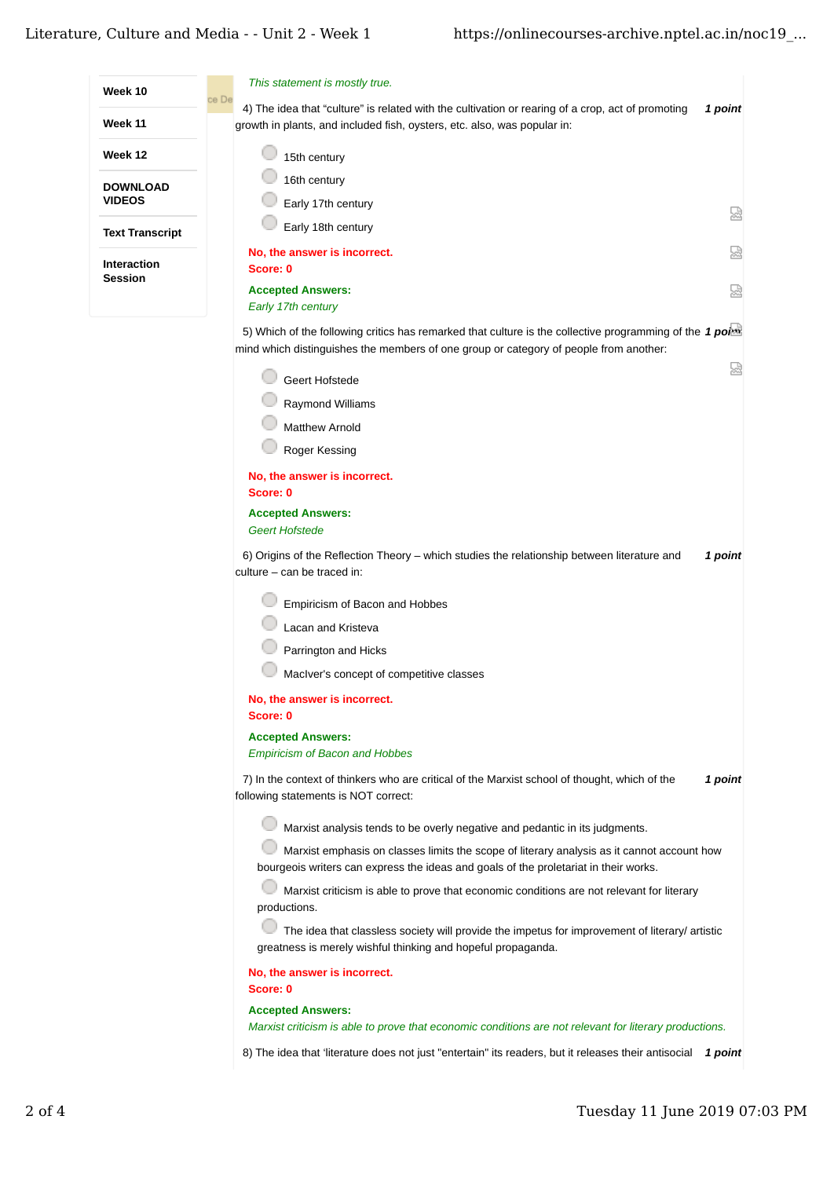*This statement is mostly true.*

4) The idea that "culture" is related with the cultivation or rearing of a crop, act of promoting growth in plants, and included fish, oysters, etc. also, was popular in: ***1 point***

- 15th century
- 16th century
- Early 17th century
- Early 18th century

**No, the answer is incorrect.**
**Score: 0**

**Accepted Answers:**
*Early 17th century*

5) Which of the following critics has remarked that culture is the collective programming of the mind which distinguishes the members of one group or category of people from another: ***1 point***

- Geert Hofstede
- Raymond Williams
- Matthew Arnold
- Roger Kessing

**No, the answer is incorrect.**
**Score: 0**

**Accepted Answers:**
*Geert Hofstede*

6) Origins of the Reflection Theory – which studies the relationship between literature and culture – can be traced in: ***1 point***

- Empiricism of Bacon and Hobbes
- Lacan and Kristeva
- Parrington and Hicks
- MacIver's concept of competitive classes

**No, the answer is incorrect.**
**Score: 0**

**Accepted Answers:**
*Empiricism of Bacon and Hobbes*

7) In the context of thinkers who are critical of the Marxist school of thought, which of the following statements is NOT correct: ***1 point***

- Marxist analysis tends to be overly negative and pedantic in its judgments.
- Marxist emphasis on classes limits the scope of literary analysis as it cannot account how bourgeois writers can express the ideas and goals of the proletariat in their works.
- Marxist criticism is able to prove that economic conditions are not relevant for literary productions.
- The idea that classless society will provide the impetus for improvement of literary/ artistic greatness is merely wishful thinking and hopeful propaganda.

**No, the answer is incorrect.**
**Score: 0**

**Accepted Answers:**
*Marxist criticism is able to prove that economic conditions are not relevant for literary productions.*

8) The idea that 'literature does not just "entertain" its readers, but it releases their antisocial ***1 point***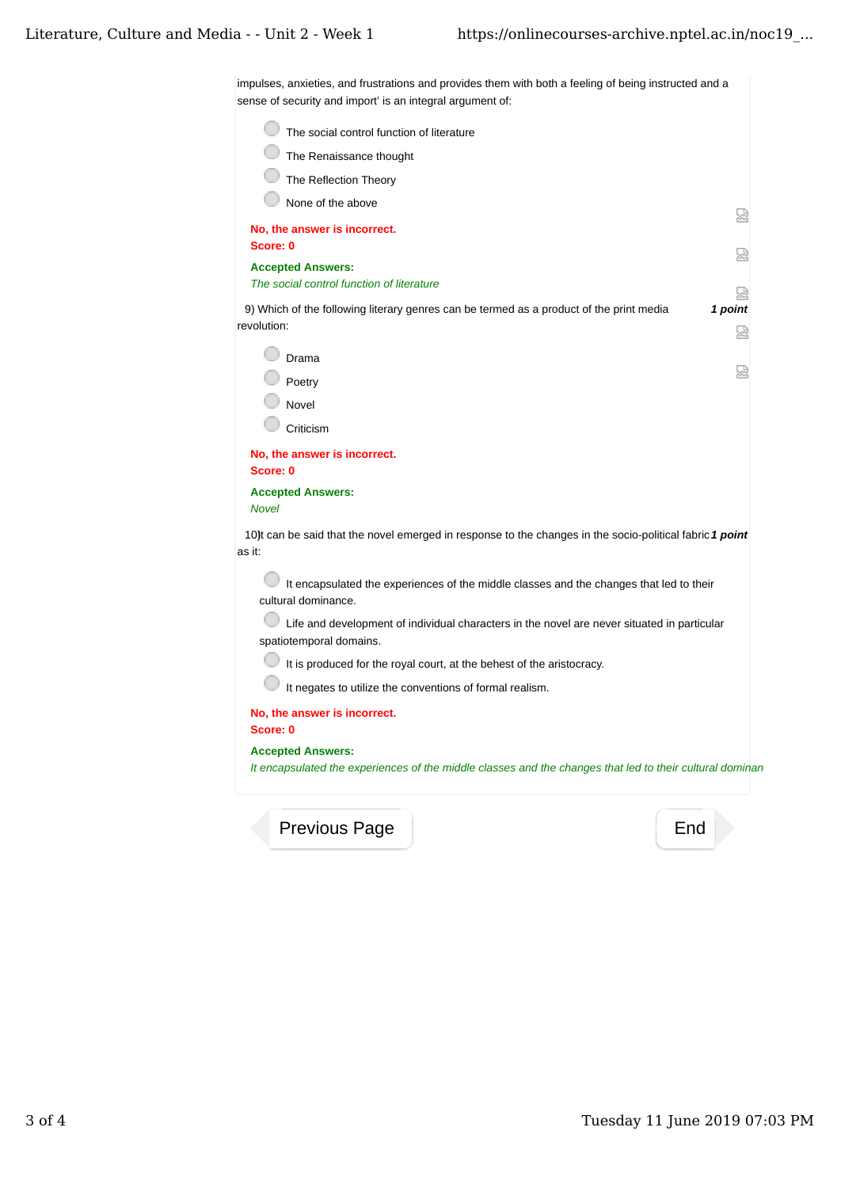impulses, anxieties, and frustrations and provides them with both a feeling of being instructed and a sense of security and import' is an integral argument of:

- The social control function of literature
- The Renaissance thought
- The Reflection Theory
- None of the above

**No, the answer is incorrect.**
**Score: 0**

**Accepted Answers:**
*The social control function of literature*

9) Which of the following literary genres can be termed as a product of the print media revolution: ***1 point***

- Drama
- Poetry
- Novel
- Criticism

**No, the answer is incorrect.**
**Score: 0**

**Accepted Answers:**
*Novel*

10) It can be said that the novel emerged in response to the changes in the socio-political fabric as it: ***1 point***

- It encapsulated the experiences of the middle classes and the changes that led to their cultural dominance.
- Life and development of individual characters in the novel are never situated in particular spatiotemporal domains.
- It is produced for the royal court, at the behest of the aristocracy.
- It negates to utilize the conventions of formal realism.

**No, the answer is incorrect.**
**Score: 0**

**Accepted Answers:**
*It encapsulated the experiences of the middle classes and the changes that led to their cultural dominan*

Previous Page | End